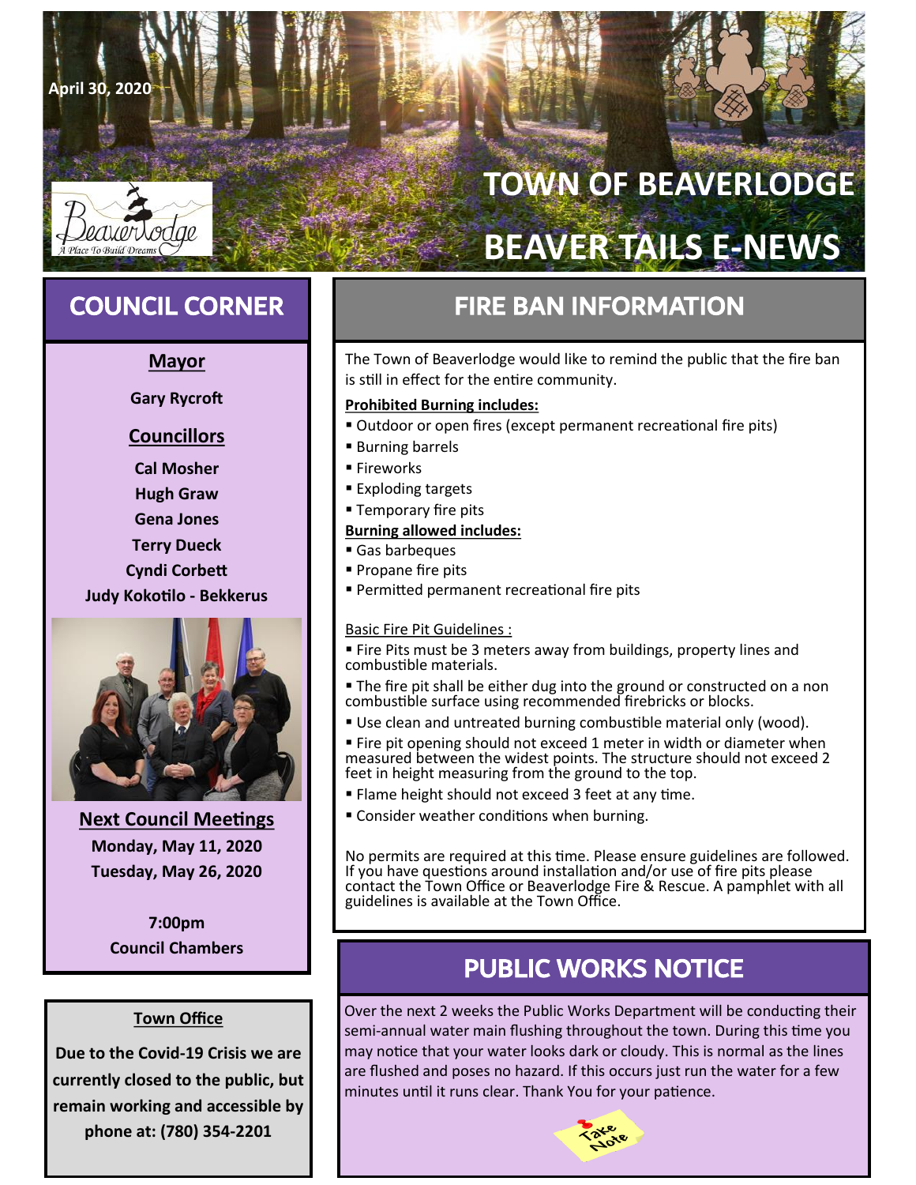April 30, 2020

# TOWN OF BEAVERLODGE

# BEAVER TAILS E-NEWS

## COUNCIL CORNER

**Mayor**

**Gary Rycroft**

**Councillors**

**Cal Mosher**
**Hugh Graw**
**Gena Jones**
**Terry Dueck**
**Cyndi Corbett**
**Judy Kokotilo - Bekkerus**

**Next Council Meetings**

**Monday, May 11, 2020**
**Tuesday, May 26, 2020**

**7:00pm**
**Council Chambers**

**Town Office**

**Due to the Covid-19 Crisis we are currently closed to the public, but remain working and accessible by phone at: (780) 354-2201**

## FIRE BAN INFORMATION

The Town of Beaverlodge would like to remind the public that the fire ban is still in effect for the entire community.

**Prohibited Burning includes:**

- Outdoor or open fires (except permanent recreational fire pits)
- Burning barrels
- Fireworks
- Exploding targets
- Temporary fire pits

**Burning allowed includes:**

- Gas barbeques
- Propane fire pits
- Permitted permanent recreational fire pits

Basic Fire Pit Guidelines :

- Fire Pits must be 3 meters away from buildings, property lines and combustible materials.
- The fire pit shall be either dug into the ground or constructed on a non combustible surface using recommended firebricks or blocks.
- Use clean and untreated burning combustible material only (wood).
- Fire pit opening should not exceed 1 meter in width or diameter when measured between the widest points. The structure should not exceed 2 feet in height measuring from the ground to the top.
- Flame height should not exceed 3 feet at any time.
- Consider weather conditions when burning.

No permits are required at this time. Please ensure guidelines are followed. If you have questions around installation and/or use of fire pits please contact the Town Office or Beaverlodge Fire & Rescue. A pamphlet with all guidelines is available at the Town Office.

## PUBLIC WORKS NOTICE

Over the next 2 weeks the Public Works Department will be conducting their semi-annual water main flushing throughout the town. During this time you may notice that your water looks dark or cloudy. This is normal as the lines are flushed and poses no hazard. If this occurs just run the water for a few minutes until it runs clear. Thank You for your patience.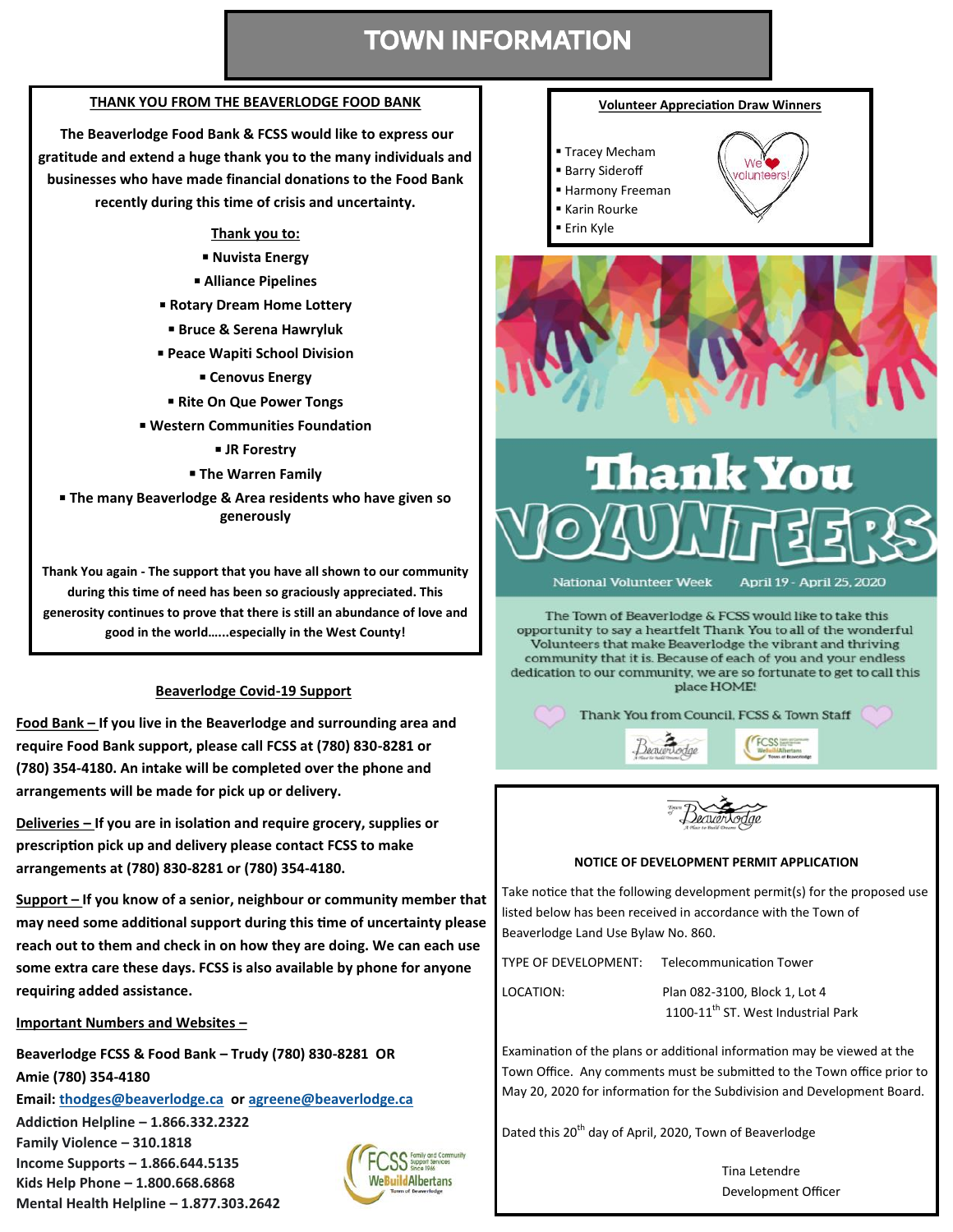# TOWN INFORMATION

## THANK YOU FROM THE BEAVERLODGE FOOD BANK

**The Beaverlodge Food Bank & FCSS would like to express our gratitude and extend a huge thank you to the many individuals and businesses who have made financial donations to the Food Bank recently during this time of crisis and uncertainty.**

**Thank you to:**

- **Nuvista Energy**
- **Alliance Pipelines**
- **Rotary Dream Home Lottery**
- **Bruce & Serena Hawryluk**
- **Peace Wapiti School Division**
- **Cenovus Energy**
- **Rite On Que Power Tongs**
- **Western Communities Foundation**
- **JR Forestry**
- **The Warren Family**
- **The many Beaverlodge & Area residents who have given so generously**

**Thank You again - The support that you have all shown to our community during this time of need has been so graciously appreciated. This generosity continues to prove that there is still an abundance of love and good in the world......especially in the West County!**

## Beaverlodge Covid-19 Support

**Food Bank –** **If you live in the Beaverlodge and surrounding area and require Food Bank support, please call FCSS at (780) 830-8281 or (780) 354-4180. An intake will be completed over the phone and arrangements will be made for pick up or delivery.**

**Deliveries –** **If you are in isolation and require grocery, supplies or prescription pick up and delivery please contact FCSS to make arrangements at (780) 830-8281 or (780) 354-4180.**

**Support –** **If you know of a senior, neighbour or community member that may need some additional support during this time of uncertainty please reach out to them and check in on how they are doing. We can each use some extra care these days. FCSS is also available by phone for anyone requiring added assistance.**

**Important Numbers and Websites –**

**Beaverlodge FCSS & Food Bank – Trudy (780) 830-8281 OR Amie (780) 354-4180**
**Email: thodges@beaverlodge.ca or agreene@beaverlodge.ca**
**Addiction Helpline – 1.866.332.2322**
**Family Violence – 310.1818**
**Income Supports – 1.866.644.5135**
**Kids Help Phone – 1.800.668.6868**
**Mental Health Helpline – 1.877.303.2642**

## Volunteer Appreciation Draw Winners

- Tracey Mecham
- Barry Sideroff
- Harmony Freeman
- Karin Rourke
- Erin Kyle

We ❤ volunteers!

## Thank You VOLUNTEERS

National Volunteer Week April 19 - April 25, 2020

The Town of Beaverlodge & FCSS would like to take this opportunity to say a heartfelt Thank You to all of the wonderful Volunteers that make Beaverlodge the vibrant and thriving community that it is. Because of each of you and your endless dedication to our community, we are so fortunate to get to call this place HOME!

Thank You from Council, FCSS & Town Staff

## NOTICE OF DEVELOPMENT PERMIT APPLICATION

Take notice that the following development permit(s) for the proposed use listed below has been received in accordance with the Town of Beaverlodge Land Use Bylaw No. 860.

TYPE OF DEVELOPMENT: Telecommunication Tower

LOCATION: Plan 082-3100, Block 1, Lot 4
1100-11th ST. West Industrial Park

Examination of the plans or additional information may be viewed at the Town Office. Any comments must be submitted to the Town office prior to May 20, 2020 for information for the Subdivision and Development Board.

Dated this 20th day of April, 2020, Town of Beaverlodge

Tina Letendre
Development Officer